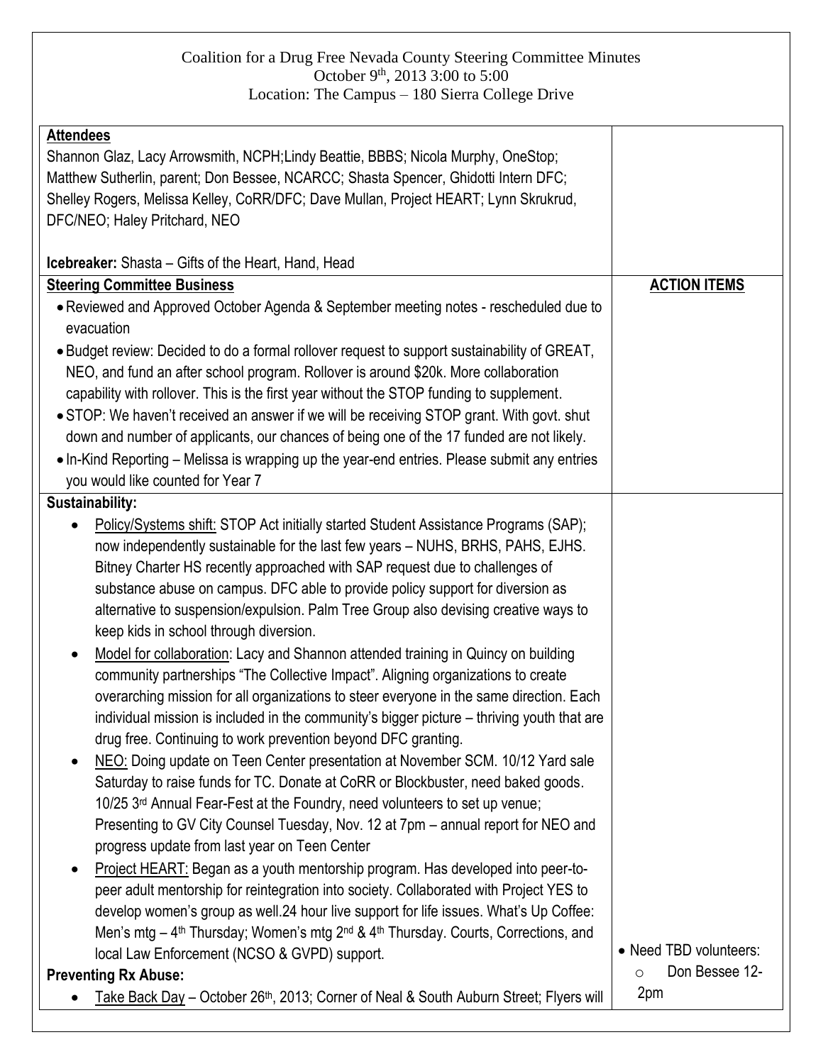# Coalition for a Drug Free Nevada County Steering Committee Minutes

October 9th, 2013 3:00 to 5:00
Location: The Campus – 180 Sierra College Drive

| | |
|---|---|
| **Attendees**<br>Shannon Glaz, Lacy Arrowsmith, NCPH;Lindy Beattie, BBBS; Nicola Murphy, OneStop; Matthew Sutherlin, parent; Don Bessee, NCARCC; Shasta Spencer, Ghidotti Intern DFC; Shelley Rogers, Melissa Kelley, CoRR/DFC; Dave Mullan, Project HEART; Lynn Skrukrud, DFC/NEO; Haley Pritchard, NEO<br><br>**Icebreaker:** Shasta – Gifts of the Heart, Hand, Head | |
| **Steering Committee Business**<br>• Reviewed and Approved October Agenda & September meeting notes - rescheduled due to evacuation<br>• Budget review: Decided to do a formal rollover request to support sustainability of GREAT, NEO, and fund an after school program. Rollover is around $20k. More collaboration capability with rollover. This is the first year without the STOP funding to supplement.<br>• STOP: We haven't received an answer if we will be receiving STOP grant. With govt. shut down and number of applicants, our chances of being one of the 17 funded are not likely.<br>• In-Kind Reporting – Melissa is wrapping up the year-end entries. Please submit any entries you would like counted for Year 7 | **ACTION ITEMS** |
| **Sustainability:**<br>• Policy/Systems shift: STOP Act initially started Student Assistance Programs (SAP); now independently sustainable for the last few years – NUHS, BRHS, PAHS, EJHS. Bitney Charter HS recently approached with SAP request due to challenges of substance abuse on campus. DFC able to provide policy support for diversion as alternative to suspension/expulsion. Palm Tree Group also devising creative ways to keep kids in school through diversion.<br>• Model for collaboration: Lacy and Shannon attended training in Quincy on building community partnerships "The Collective Impact". Aligning organizations to create overarching mission for all organizations to steer everyone in the same direction. Each individual mission is included in the community's bigger picture – thriving youth that are drug free. Continuing to work prevention beyond DFC granting.<br>• NEO: Doing update on Teen Center presentation at November SCM. 10/12 Yard sale Saturday to raise funds for TC. Donate at CoRR or Blockbuster, need baked goods. 10/25 3rd Annual Fear-Fest at the Foundry, need volunteers to set up venue; Presenting to GV City Counsel Tuesday, Nov. 12 at 7pm – annual report for NEO and progress update from last year on Teen Center<br>• Project HEART: Began as a youth mentorship program. Has developed into peer-to-peer adult mentorship for reintegration into society. Collaborated with Project YES to develop women's group as well.24 hour live support for life issues. What's Up Coffee: Men's mtg – 4th Thursday; Women's mtg 2nd & 4th Thursday. Courts, Corrections, and local Law Enforcement (NCSO & GVPD) support.<br>**Preventing Rx Abuse:**<br>• Take Back Day – October 26th, 2013; Corner of Neal & South Auburn Street; Flyers will | • Need TBD volunteers:<br>  ○ Don Bessee 12-2pm |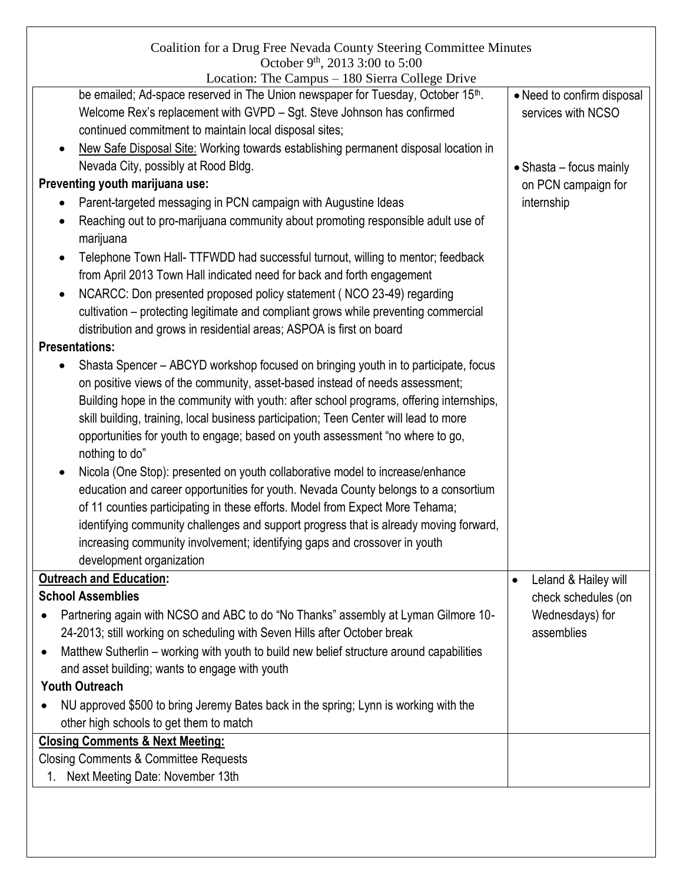Coalition for a Drug Free Nevada County Steering Committee Minutes
October 9th, 2013 3:00 to 5:00
Location: The Campus – 180 Sierra College Drive

| | |
|---|---|
| be emailed; Ad-space reserved in The Union newspaper for Tuesday, October 15th. Welcome Rex's replacement with GVPD – Sgt. Steve Johnson has confirmed continued commitment to maintain local disposal sites;<br>• New Safe Disposal Site: Working towards establishing permanent disposal location in Nevada City, possibly at Rood Bldg.<br>**Preventing youth marijuana use:**<br>• Parent-targeted messaging in PCN campaign with Augustine Ideas<br>• Reaching out to pro-marijuana community about promoting responsible adult use of marijuana<br>• Telephone Town Hall- TTFWDD had successful turnout, willing to mentor; feedback from April 2013 Town Hall indicated need for back and forth engagement<br>• NCARCC: Don presented proposed policy statement ( NCO 23-49) regarding cultivation – protecting legitimate and compliant grows while preventing commercial distribution and grows in residential areas; ASPOA is first on board<br>**Presentations:**<br>• Shasta Spencer – ABCYD workshop focused on bringing youth in to participate, focus on positive views of the community, asset-based instead of needs assessment; Building hope in the community with youth: after school programs, offering internships, skill building, training, local business participation; Teen Center will lead to more opportunities for youth to engage; based on youth assessment "no where to go, nothing to do"<br>• Nicola (One Stop): presented on youth collaborative model to increase/enhance education and career opportunities for youth. Nevada County belongs to a consortium of 11 counties participating in these efforts. Model from Expect More Tehama; identifying community challenges and support progress that is already moving forward, increasing community involvement; identifying gaps and crossover in youth development organization | • Need to confirm disposal services with NCSO<br><br>• Shasta – focus mainly on PCN campaign for internship |
| **Outreach and Education:**<br>**School Assemblies**<br>• Partnering again with NCSO and ABC to do "No Thanks" assembly at Lyman Gilmore 10-24-2013; still working on scheduling with Seven Hills after October break<br>• Matthew Sutherlin – working with youth to build new belief structure around capabilities and asset building; wants to engage with youth<br>**Youth Outreach**<br>• NU approved $500 to bring Jeremy Bates back in the spring; Lynn is working with the other high schools to get them to match | • Leland & Hailey will check schedules (on Wednesdays) for assemblies |
| **Closing Comments & Next Meeting:**<br>Closing Comments & Committee Requests<br>1. Next Meeting Date: November 13th | |